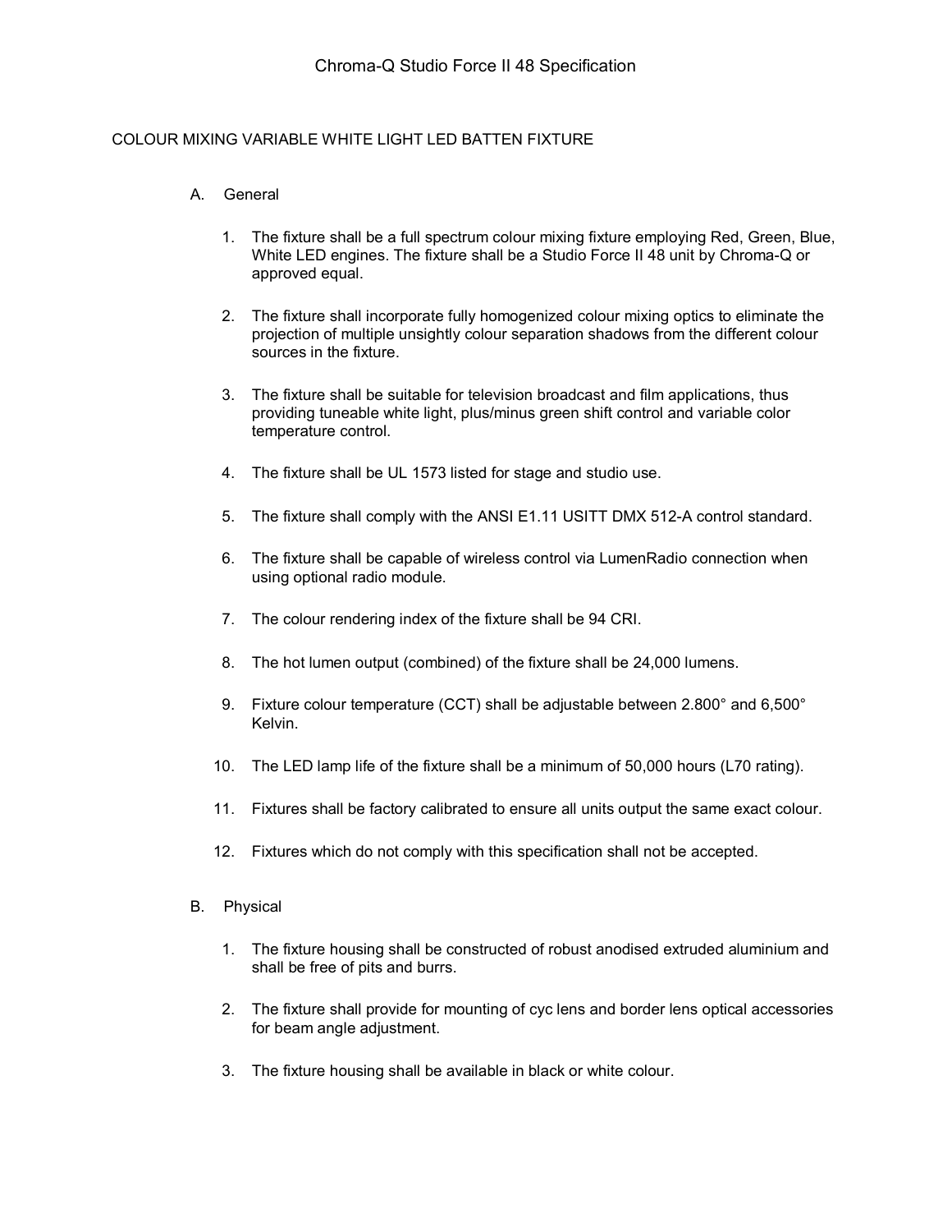# Chroma-Q Studio Force II 48 Specification

## COLOUR MIXING VARIABLE WHITE LIGHT LED BATTEN FIXTURE

A. General

1. The fixture shall be a full spectrum colour mixing fixture employing Red, Green, Blue, White LED engines. The fixture shall be a Studio Force II 48 unit by Chroma-Q or approved equal.

2. The fixture shall incorporate fully homogenized colour mixing optics to eliminate the projection of multiple unsightly colour separation shadows from the different colour sources in the fixture.

3. The fixture shall be suitable for television broadcast and film applications, thus providing tuneable white light, plus/minus green shift control and variable color temperature control.

4. The fixture shall be UL 1573 listed for stage and studio use.

5. The fixture shall comply with the ANSI E1.11 USITT DMX 512-A control standard.

6. The fixture shall be capable of wireless control via LumenRadio connection when using optional radio module.

7. The colour rendering index of the fixture shall be 94 CRI.

8. The hot lumen output (combined) of the fixture shall be 24,000 lumens.

9. Fixture colour temperature (CCT) shall be adjustable between 2.800° and 6,500° Kelvin.

10. The LED lamp life of the fixture shall be a minimum of 50,000 hours (L70 rating).

11. Fixtures shall be factory calibrated to ensure all units output the same exact colour.

12. Fixtures which do not comply with this specification shall not be accepted.

B. Physical

1. The fixture housing shall be constructed of robust anodised extruded aluminium and shall be free of pits and burrs.

2. The fixture shall provide for mounting of cyc lens and border lens optical accessories for beam angle adjustment.

3. The fixture housing shall be available in black or white colour.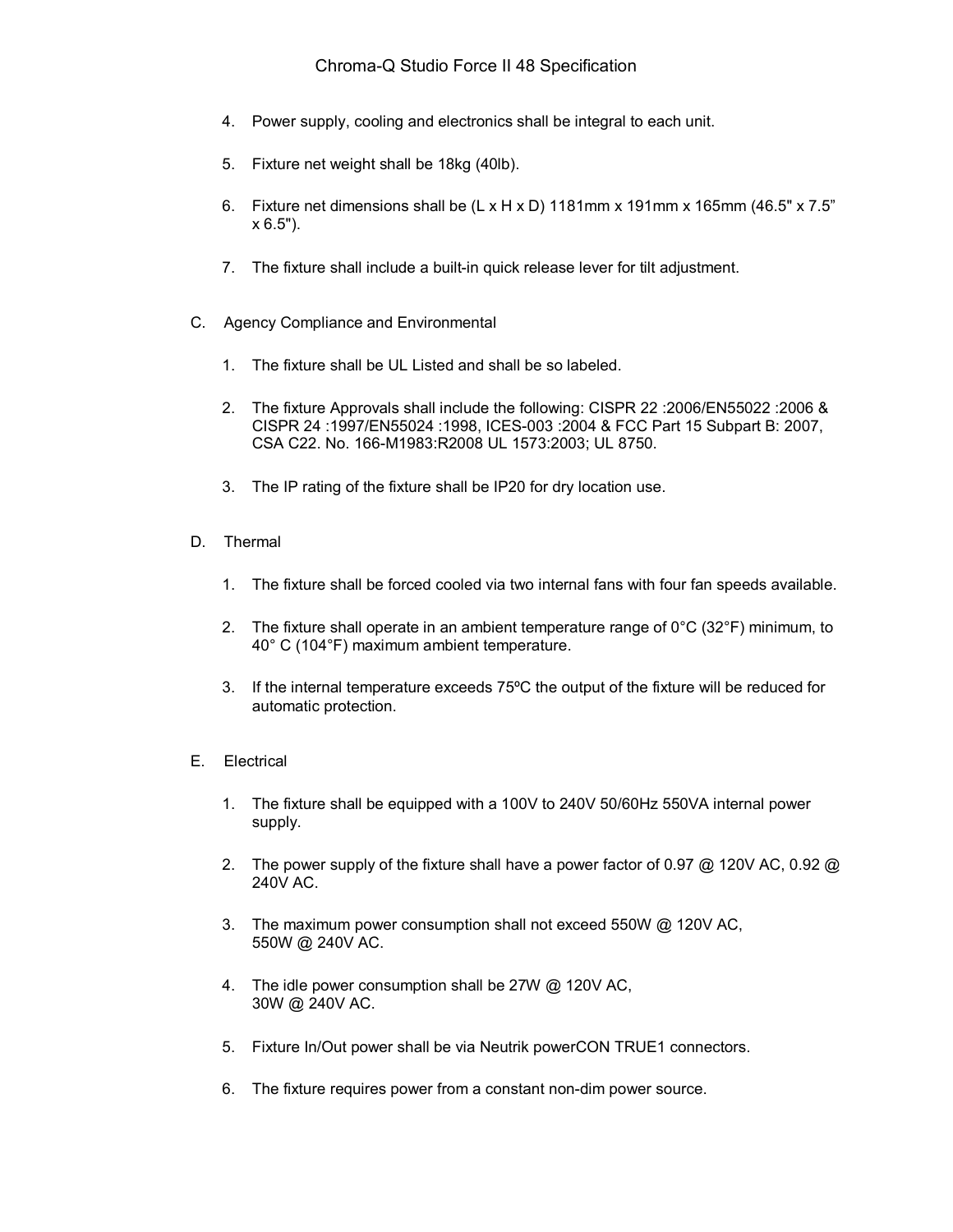4. Power supply, cooling and electronics shall be integral to each unit.

5. Fixture net weight shall be 18kg (40lb).

6. Fixture net dimensions shall be (L x H x D) 1181mm x 191mm x 165mm (46.5" x 7.5” x 6.5").

7. The fixture shall include a built-in quick release lever for tilt adjustment.

C. Agency Compliance and Environmental

1. The fixture shall be UL Listed and shall be so labeled.

2. The fixture Approvals shall include the following: CISPR 22 :2006/EN55022 :2006 & CISPR 24 :1997/EN55024 :1998, ICES-003 :2004 & FCC Part 15 Subpart B: 2007, CSA C22. No. 166-M1983:R2008 UL 1573:2003; UL 8750.

3. The IP rating of the fixture shall be IP20 for dry location use.

D. Thermal

1. The fixture shall be forced cooled via two internal fans with four fan speeds available.

2. The fixture shall operate in an ambient temperature range of 0°C (32°F) minimum, to 40° C (104°F) maximum ambient temperature.

3. If the internal temperature exceeds 75ºC the output of the fixture will be reduced for automatic protection.

E. Electrical

1. The fixture shall be equipped with a 100V to 240V 50/60Hz 550VA internal power supply.

2. The power supply of the fixture shall have a power factor of 0.97 @ 120V AC, 0.92 @ 240V AC.

3. The maximum power consumption shall not exceed 550W @ 120V AC, 550W @ 240V AC.

4. The idle power consumption shall be 27W @ 120V AC, 30W @ 240V AC.

5. Fixture In/Out power shall be via Neutrik powerCON TRUE1 connectors.

6. The fixture requires power from a constant non-dim power source.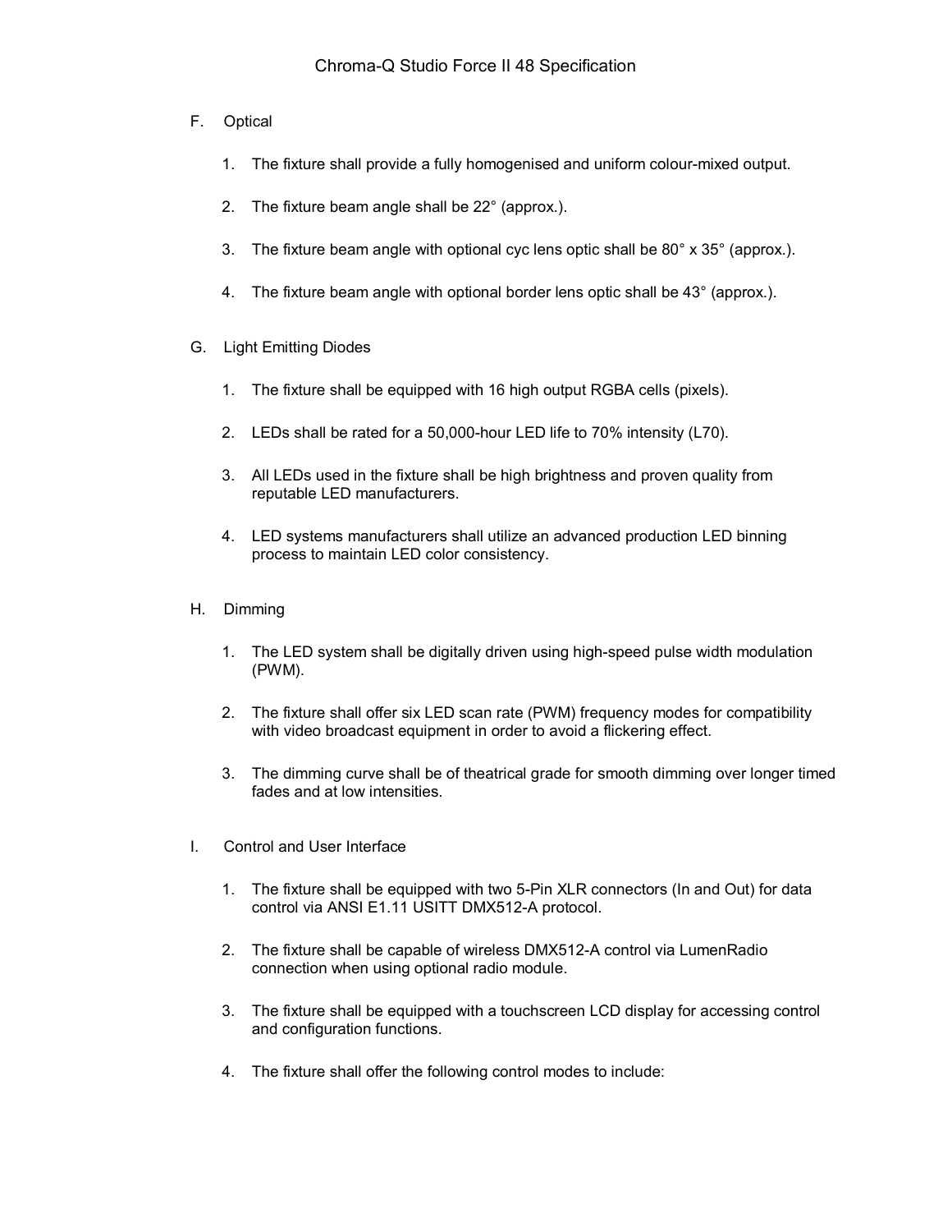F. Optical

1. The fixture shall provide a fully homogenised and uniform colour-mixed output.

2. The fixture beam angle shall be 22° (approx.).

3. The fixture beam angle with optional cyc lens optic shall be 80° x 35° (approx.).

4. The fixture beam angle with optional border lens optic shall be 43° (approx.).

G. Light Emitting Diodes

1. The fixture shall be equipped with 16 high output RGBA cells (pixels).

2. LEDs shall be rated for a 50,000-hour LED life to 70% intensity (L70).

3. All LEDs used in the fixture shall be high brightness and proven quality from reputable LED manufacturers.

4. LED systems manufacturers shall utilize an advanced production LED binning process to maintain LED color consistency.

H. Dimming

1. The LED system shall be digitally driven using high-speed pulse width modulation (PWM).

2. The fixture shall offer six LED scan rate (PWM) frequency modes for compatibility with video broadcast equipment in order to avoid a flickering effect.

3. The dimming curve shall be of theatrical grade for smooth dimming over longer timed fades and at low intensities.

I. Control and User Interface

1. The fixture shall be equipped with two 5-Pin XLR connectors (In and Out) for data control via ANSI E1.11 USITT DMX512-A protocol.

2. The fixture shall be capable of wireless DMX512-A control via LumenRadio connection when using optional radio module.

3. The fixture shall be equipped with a touchscreen LCD display for accessing control and configuration functions.

4. The fixture shall offer the following control modes to include: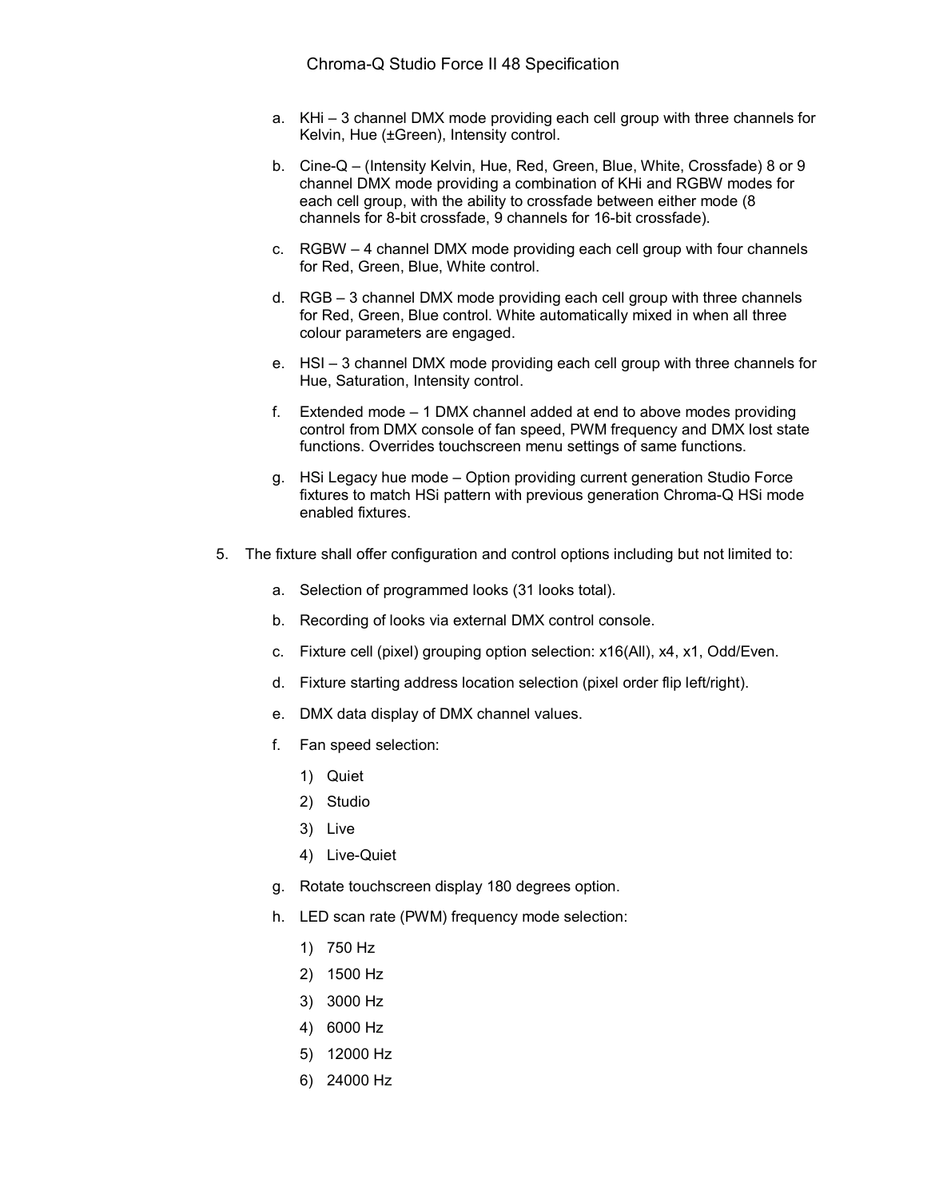a. KHi – 3 channel DMX mode providing each cell group with three channels for Kelvin, Hue (±Green), Intensity control.

b. Cine-Q – (Intensity Kelvin, Hue, Red, Green, Blue, White, Crossfade) 8 or 9 channel DMX mode providing a combination of KHi and RGBW modes for each cell group, with the ability to crossfade between either mode (8 channels for 8-bit crossfade, 9 channels for 16-bit crossfade).

c. RGBW – 4 channel DMX mode providing each cell group with four channels for Red, Green, Blue, White control.

d. RGB – 3 channel DMX mode providing each cell group with three channels for Red, Green, Blue control. White automatically mixed in when all three colour parameters are engaged.

e. HSI – 3 channel DMX mode providing each cell group with three channels for Hue, Saturation, Intensity control.

f. Extended mode – 1 DMX channel added at end to above modes providing control from DMX console of fan speed, PWM frequency and DMX lost state functions. Overrides touchscreen menu settings of same functions.

g. HSi Legacy hue mode – Option providing current generation Studio Force fixtures to match HSi pattern with previous generation Chroma-Q HSi mode enabled fixtures.

5. The fixture shall offer configuration and control options including but not limited to:

   a. Selection of programmed looks (31 looks total).

   b. Recording of looks via external DMX control console.

   c. Fixture cell (pixel) grouping option selection: x16(All), x4, x1, Odd/Even.

   d. Fixture starting address location selection (pixel order flip left/right).

   e. DMX data display of DMX channel values.

   f. Fan speed selection:

      1) Quiet
      2) Studio
      3) Live
      4) Live-Quiet

   g. Rotate touchscreen display 180 degrees option.

   h. LED scan rate (PWM) frequency mode selection:

      1) 750 Hz
      2) 1500 Hz
      3) 3000 Hz
      4) 6000 Hz
      5) 12000 Hz
      6) 24000 Hz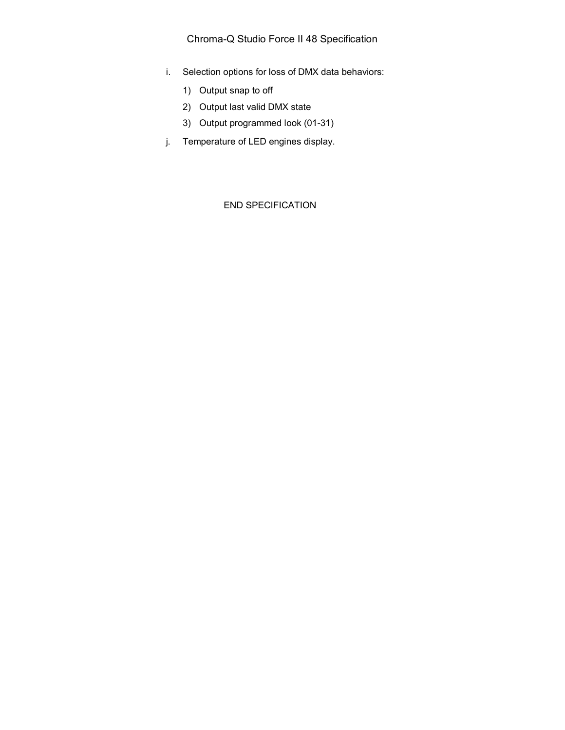i. Selection options for loss of DMX data behaviors:

   1) Output snap to off

   2) Output last valid DMX state

   3) Output programmed look (01-31)

j. Temperature of LED engines display.

END SPECIFICATION